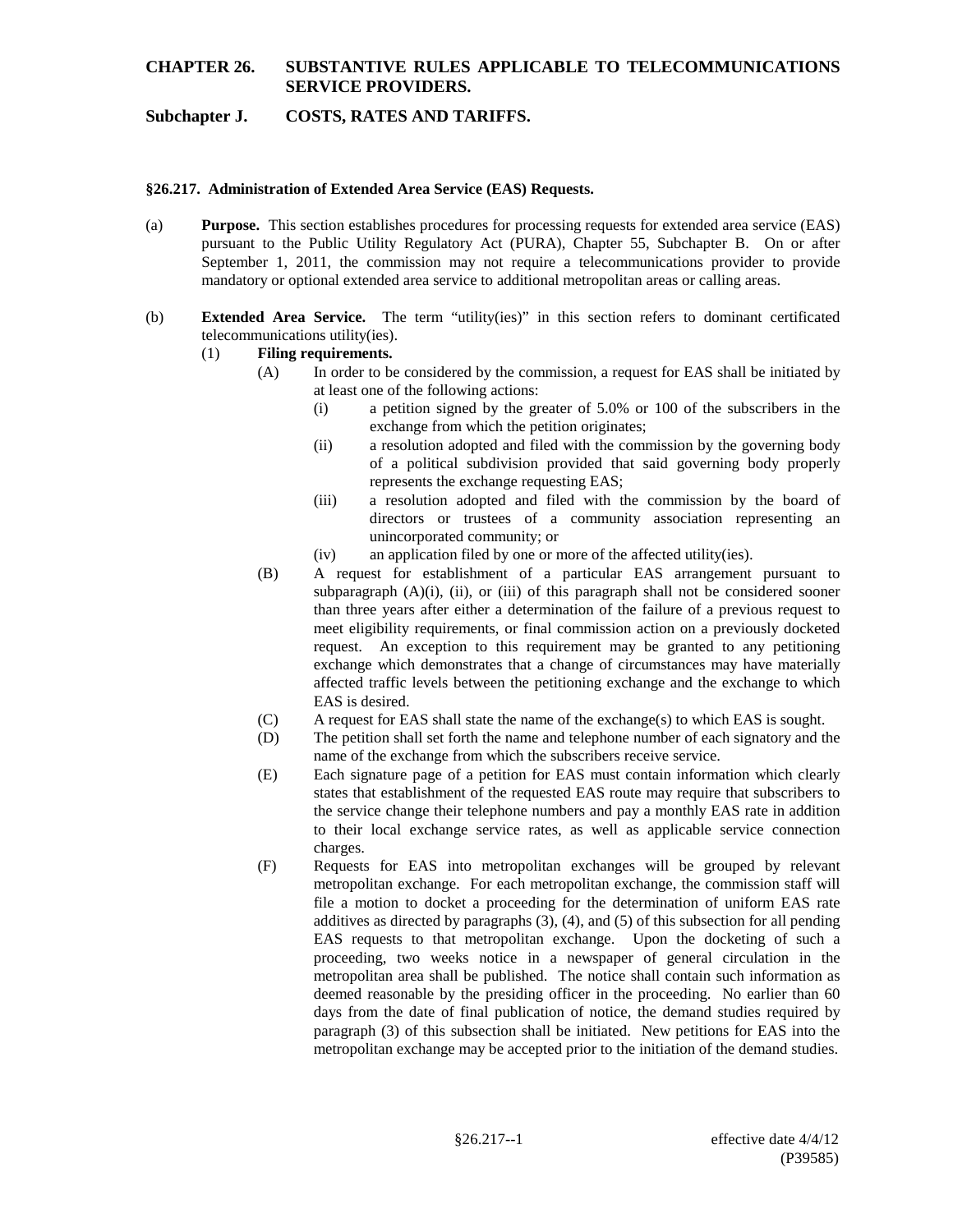# CHAPTER 26. SUBSTANTIVE RULES APPLICABLE TO TELECOMMUNICATIONS SERVICE PROVIDERS.

## Subchapter J. COSTS, RATES AND TARIFFS.

### §26.217. Administration of Extended Area Service (EAS) Requests.

(a) **Purpose.** This section establishes procedures for processing requests for extended area service (EAS) pursuant to the Public Utility Regulatory Act (PURA), Chapter 55, Subchapter B. On or after September 1, 2011, the commission may not require a telecommunications provider to provide mandatory or optional extended area service to additional metropolitan areas or calling areas.

(b) **Extended Area Service.** The term "utility(ies)" in this section refers to dominant certificated telecommunications utility(ies).

(1) **Filing requirements.**

(A) In order to be considered by the commission, a request for EAS shall be initiated by at least one of the following actions:

(i) a petition signed by the greater of 5.0% or 100 of the subscribers in the exchange from which the petition originates;

(ii) a resolution adopted and filed with the commission by the governing body of a political subdivision provided that said governing body properly represents the exchange requesting EAS;

(iii) a resolution adopted and filed with the commission by the board of directors or trustees of a community association representing an unincorporated community; or

(iv) an application filed by one or more of the affected utility(ies).

(B) A request for establishment of a particular EAS arrangement pursuant to subparagraph (A)(i), (ii), or (iii) of this paragraph shall not be considered sooner than three years after either a determination of the failure of a previous request to meet eligibility requirements, or final commission action on a previously docketed request. An exception to this requirement may be granted to any petitioning exchange which demonstrates that a change of circumstances may have materially affected traffic levels between the petitioning exchange and the exchange to which EAS is desired.

(C) A request for EAS shall state the name of the exchange(s) to which EAS is sought.

(D) The petition shall set forth the name and telephone number of each signatory and the name of the exchange from which the subscribers receive service.

(E) Each signature page of a petition for EAS must contain information which clearly states that establishment of the requested EAS route may require that subscribers to the service change their telephone numbers and pay a monthly EAS rate in addition to their local exchange service rates, as well as applicable service connection charges.

(F) Requests for EAS into metropolitan exchanges will be grouped by relevant metropolitan exchange. For each metropolitan exchange, the commission staff will file a motion to docket a proceeding for the determination of uniform EAS rate additives as directed by paragraphs (3), (4), and (5) of this subsection for all pending EAS requests to that metropolitan exchange. Upon the docketing of such a proceeding, two weeks notice in a newspaper of general circulation in the metropolitan area shall be published. The notice shall contain such information as deemed reasonable by the presiding officer in the proceeding. No earlier than 60 days from the date of final publication of notice, the demand studies required by paragraph (3) of this subsection shall be initiated. New petitions for EAS into the metropolitan exchange may be accepted prior to the initiation of the demand studies.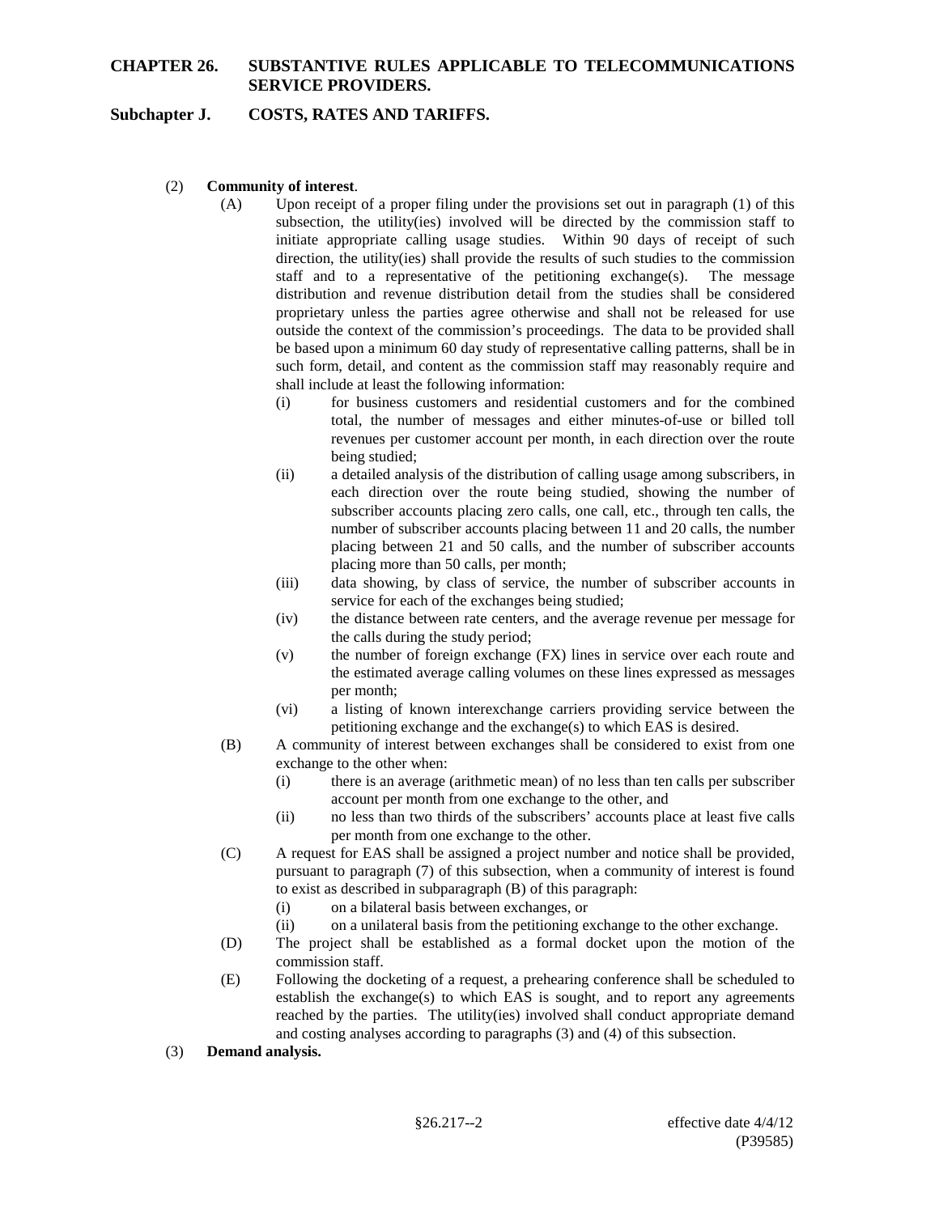(2) **Community of interest**.

(A) Upon receipt of a proper filing under the provisions set out in paragraph (1) of this subsection, the utility(ies) involved will be directed by the commission staff to initiate appropriate calling usage studies. Within 90 days of receipt of such direction, the utility(ies) shall provide the results of such studies to the commission staff and to a representative of the petitioning exchange(s). The message distribution and revenue distribution detail from the studies shall be considered proprietary unless the parties agree otherwise and shall not be released for use outside the context of the commission's proceedings. The data to be provided shall be based upon a minimum 60 day study of representative calling patterns, shall be in such form, detail, and content as the commission staff may reasonably require and shall include at least the following information:

(i) for business customers and residential customers and for the combined total, the number of messages and either minutes-of-use or billed toll revenues per customer account per month, in each direction over the route being studied;

(ii) a detailed analysis of the distribution of calling usage among subscribers, in each direction over the route being studied, showing the number of subscriber accounts placing zero calls, one call, etc., through ten calls, the number of subscriber accounts placing between 11 and 20 calls, the number placing between 21 and 50 calls, and the number of subscriber accounts placing more than 50 calls, per month;

(iii) data showing, by class of service, the number of subscriber accounts in service for each of the exchanges being studied;

(iv) the distance between rate centers, and the average revenue per message for the calls during the study period;

(v) the number of foreign exchange (FX) lines in service over each route and the estimated average calling volumes on these lines expressed as messages per month;

(vi) a listing of known interexchange carriers providing service between the petitioning exchange and the exchange(s) to which EAS is desired.

(B) A community of interest between exchanges shall be considered to exist from one exchange to the other when:

(i) there is an average (arithmetic mean) of no less than ten calls per subscriber account per month from one exchange to the other, and

(ii) no less than two thirds of the subscribers' accounts place at least five calls per month from one exchange to the other.

(C) A request for EAS shall be assigned a project number and notice shall be provided, pursuant to paragraph (7) of this subsection, when a community of interest is found to exist as described in subparagraph (B) of this paragraph:

(i) on a bilateral basis between exchanges, or

(ii) on a unilateral basis from the petitioning exchange to the other exchange.

(D) The project shall be established as a formal docket upon the motion of the commission staff.

(E) Following the docketing of a request, a prehearing conference shall be scheduled to establish the exchange(s) to which EAS is sought, and to report any agreements reached by the parties. The utility(ies) involved shall conduct appropriate demand and costing analyses according to paragraphs (3) and (4) of this subsection.

(3) **Demand analysis.**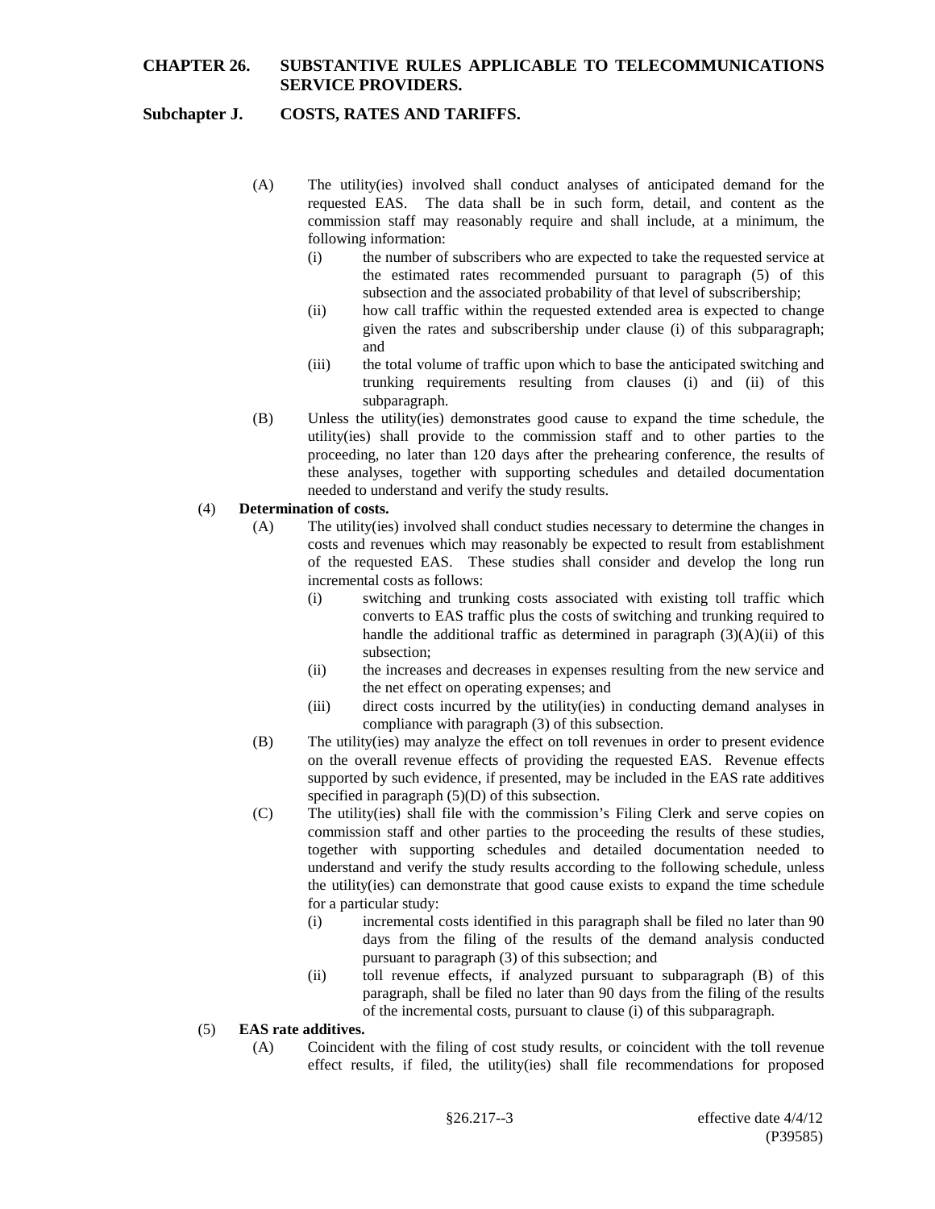(A) The utility(ies) involved shall conduct analyses of anticipated demand for the requested EAS. The data shall be in such form, detail, and content as the commission staff may reasonably require and shall include, at a minimum, the following information:

(i) the number of subscribers who are expected to take the requested service at the estimated rates recommended pursuant to paragraph (5) of this subsection and the associated probability of that level of subscribership;

(ii) how call traffic within the requested extended area is expected to change given the rates and subscribership under clause (i) of this subparagraph; and

(iii) the total volume of traffic upon which to base the anticipated switching and trunking requirements resulting from clauses (i) and (ii) of this subparagraph.

(B) Unless the utility(ies) demonstrates good cause to expand the time schedule, the utility(ies) shall provide to the commission staff and to other parties to the proceeding, no later than 120 days after the prehearing conference, the results of these analyses, together with supporting schedules and detailed documentation needed to understand and verify the study results.

(4) **Determination of costs.**

(A) The utility(ies) involved shall conduct studies necessary to determine the changes in costs and revenues which may reasonably be expected to result from establishment of the requested EAS. These studies shall consider and develop the long run incremental costs as follows:

(i) switching and trunking costs associated with existing toll traffic which converts to EAS traffic plus the costs of switching and trunking required to handle the additional traffic as determined in paragraph (3)(A)(ii) of this subsection;

(ii) the increases and decreases in expenses resulting from the new service and the net effect on operating expenses; and

(iii) direct costs incurred by the utility(ies) in conducting demand analyses in compliance with paragraph (3) of this subsection.

(B) The utility(ies) may analyze the effect on toll revenues in order to present evidence on the overall revenue effects of providing the requested EAS. Revenue effects supported by such evidence, if presented, may be included in the EAS rate additives specified in paragraph (5)(D) of this subsection.

(C) The utility(ies) shall file with the commission's Filing Clerk and serve copies on commission staff and other parties to the proceeding the results of these studies, together with supporting schedules and detailed documentation needed to understand and verify the study results according to the following schedule, unless the utility(ies) can demonstrate that good cause exists to expand the time schedule for a particular study:

(i) incremental costs identified in this paragraph shall be filed no later than 90 days from the filing of the results of the demand analysis conducted pursuant to paragraph (3) of this subsection; and

(ii) toll revenue effects, if analyzed pursuant to subparagraph (B) of this paragraph, shall be filed no later than 90 days from the filing of the results of the incremental costs, pursuant to clause (i) of this subparagraph.

(5) **EAS rate additives.**

(A) Coincident with the filing of cost study results, or coincident with the toll revenue effect results, if filed, the utility(ies) shall file recommendations for proposed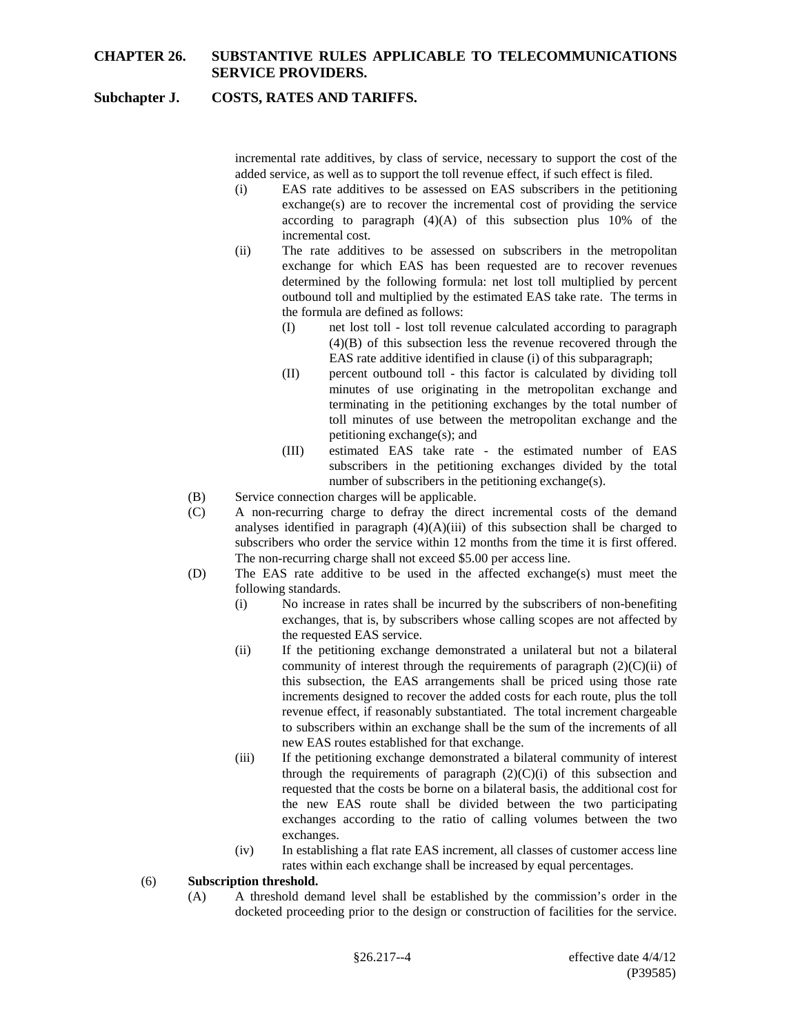incremental rate additives, by class of service, necessary to support the cost of the added service, as well as to support the toll revenue effect, if such effect is filed.

- (i) EAS rate additives to be assessed on EAS subscribers in the petitioning exchange(s) are to recover the incremental cost of providing the service according to paragraph (4)(A) of this subsection plus 10% of the incremental cost.
- (ii) The rate additives to be assessed on subscribers in the metropolitan exchange for which EAS has been requested are to recover revenues determined by the following formula: net lost toll multiplied by percent outbound toll and multiplied by the estimated EAS take rate. The terms in the formula are defined as follows:
  - (I) net lost toll - lost toll revenue calculated according to paragraph (4)(B) of this subsection less the revenue recovered through the EAS rate additive identified in clause (i) of this subparagraph;
  - (II) percent outbound toll - this factor is calculated by dividing toll minutes of use originating in the metropolitan exchange and terminating in the petitioning exchanges by the total number of toll minutes of use between the metropolitan exchange and the petitioning exchange(s); and
  - (III) estimated EAS take rate - the estimated number of EAS subscribers in the petitioning exchanges divided by the total number of subscribers in the petitioning exchange(s).

(B) Service connection charges will be applicable.

(C) A non-recurring charge to defray the direct incremental costs of the demand analyses identified in paragraph (4)(A)(iii) of this subsection shall be charged to subscribers who order the service within 12 months from the time it is first offered. The non-recurring charge shall not exceed $5.00 per access line.

(D) The EAS rate additive to be used in the affected exchange(s) must meet the following standards.

- (i) No increase in rates shall be incurred by the subscribers of non-benefiting exchanges, that is, by subscribers whose calling scopes are not affected by the requested EAS service.
- (ii) If the petitioning exchange demonstrated a unilateral but not a bilateral community of interest through the requirements of paragraph (2)(C)(ii) of this subsection, the EAS arrangements shall be priced using those rate increments designed to recover the added costs for each route, plus the toll revenue effect, if reasonably substantiated. The total increment chargeable to subscribers within an exchange shall be the sum of the increments of all new EAS routes established for that exchange.
- (iii) If the petitioning exchange demonstrated a bilateral community of interest through the requirements of paragraph (2)(C)(i) of this subsection and requested that the costs be borne on a bilateral basis, the additional cost for the new EAS route shall be divided between the two participating exchanges according to the ratio of calling volumes between the two exchanges.
- (iv) In establishing a flat rate EAS increment, all classes of customer access line rates within each exchange shall be increased by equal percentages.

(6) **Subscription threshold.**

(A) A threshold demand level shall be established by the commission's order in the docketed proceeding prior to the design or construction of facilities for the service.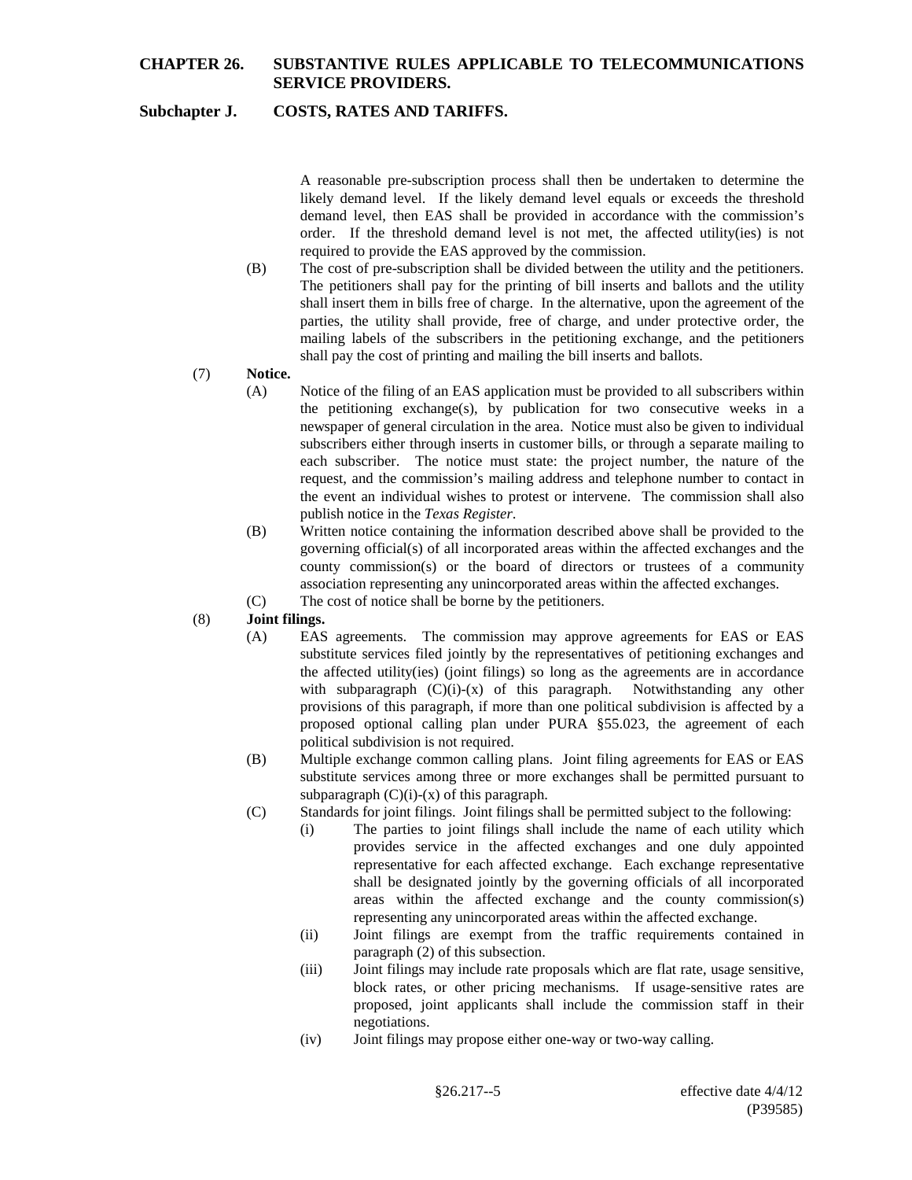A reasonable pre-subscription process shall then be undertaken to determine the likely demand level. If the likely demand level equals or exceeds the threshold demand level, then EAS shall be provided in accordance with the commission's order. If the threshold demand level is not met, the affected utility(ies) is not required to provide the EAS approved by the commission.

(B) The cost of pre-subscription shall be divided between the utility and the petitioners. The petitioners shall pay for the printing of bill inserts and ballots and the utility shall insert them in bills free of charge. In the alternative, upon the agreement of the parties, the utility shall provide, free of charge, and under protective order, the mailing labels of the subscribers in the petitioning exchange, and the petitioners shall pay the cost of printing and mailing the bill inserts and ballots.

(7) **Notice.**

(A) Notice of the filing of an EAS application must be provided to all subscribers within the petitioning exchange(s), by publication for two consecutive weeks in a newspaper of general circulation in the area. Notice must also be given to individual subscribers either through inserts in customer bills, or through a separate mailing to each subscriber. The notice must state: the project number, the nature of the request, and the commission's mailing address and telephone number to contact in the event an individual wishes to protest or intervene. The commission shall also publish notice in the *Texas Register*.

(B) Written notice containing the information described above shall be provided to the governing official(s) of all incorporated areas within the affected exchanges and the county commission(s) or the board of directors or trustees of a community association representing any unincorporated areas within the affected exchanges.

(C) The cost of notice shall be borne by the petitioners.

(8) **Joint filings.**

(A) EAS agreements. The commission may approve agreements for EAS or EAS substitute services filed jointly by the representatives of petitioning exchanges and the affected utility(ies) (joint filings) so long as the agreements are in accordance with subparagraph (C)(i)-(x) of this paragraph. Notwithstanding any other provisions of this paragraph, if more than one political subdivision is affected by a proposed optional calling plan under PURA §55.023, the agreement of each political subdivision is not required.

(B) Multiple exchange common calling plans. Joint filing agreements for EAS or EAS substitute services among three or more exchanges shall be permitted pursuant to subparagraph (C)(i)-(x) of this paragraph.

(C) Standards for joint filings. Joint filings shall be permitted subject to the following:

(i) The parties to joint filings shall include the name of each utility which provides service in the affected exchanges and one duly appointed representative for each affected exchange. Each exchange representative shall be designated jointly by the governing officials of all incorporated areas within the affected exchange and the county commission(s) representing any unincorporated areas within the affected exchange.

(ii) Joint filings are exempt from the traffic requirements contained in paragraph (2) of this subsection.

(iii) Joint filings may include rate proposals which are flat rate, usage sensitive, block rates, or other pricing mechanisms. If usage-sensitive rates are proposed, joint applicants shall include the commission staff in their negotiations.

(iv) Joint filings may propose either one-way or two-way calling.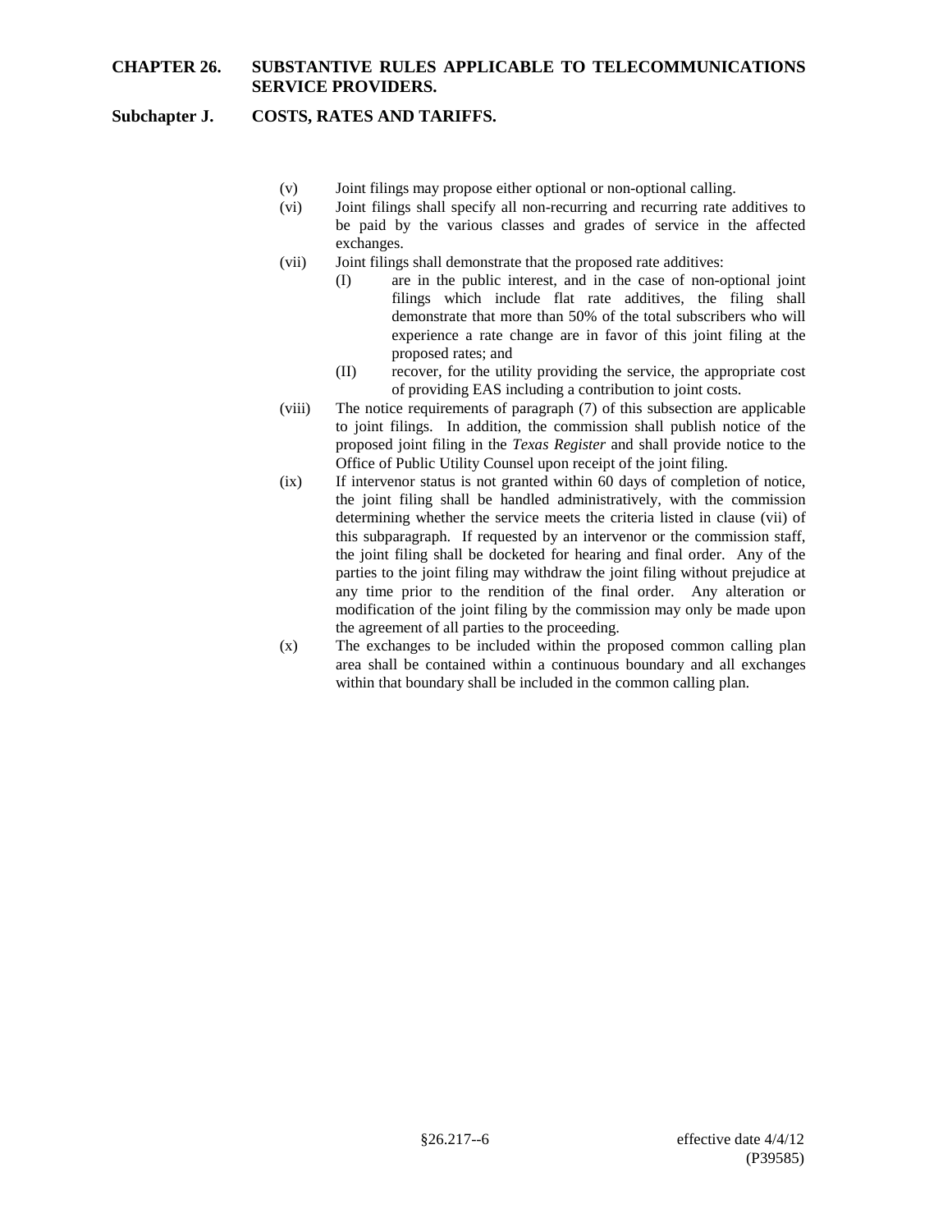(v) Joint filings may propose either optional or non-optional calling.

(vi) Joint filings shall specify all non-recurring and recurring rate additives to be paid by the various classes and grades of service in the affected exchanges.

(vii) Joint filings shall demonstrate that the proposed rate additives:

(I) are in the public interest, and in the case of non-optional joint filings which include flat rate additives, the filing shall demonstrate that more than 50% of the total subscribers who will experience a rate change are in favor of this joint filing at the proposed rates; and

(II) recover, for the utility providing the service, the appropriate cost of providing EAS including a contribution to joint costs.

(viii) The notice requirements of paragraph (7) of this subsection are applicable to joint filings. In addition, the commission shall publish notice of the proposed joint filing in the *Texas Register* and shall provide notice to the Office of Public Utility Counsel upon receipt of the joint filing.

(ix) If intervenor status is not granted within 60 days of completion of notice, the joint filing shall be handled administratively, with the commission determining whether the service meets the criteria listed in clause (vii) of this subparagraph. If requested by an intervenor or the commission staff, the joint filing shall be docketed for hearing and final order. Any of the parties to the joint filing may withdraw the joint filing without prejudice at any time prior to the rendition of the final order. Any alteration or modification of the joint filing by the commission may only be made upon the agreement of all parties to the proceeding.

(x) The exchanges to be included within the proposed common calling plan area shall be contained within a continuous boundary and all exchanges within that boundary shall be included in the common calling plan.